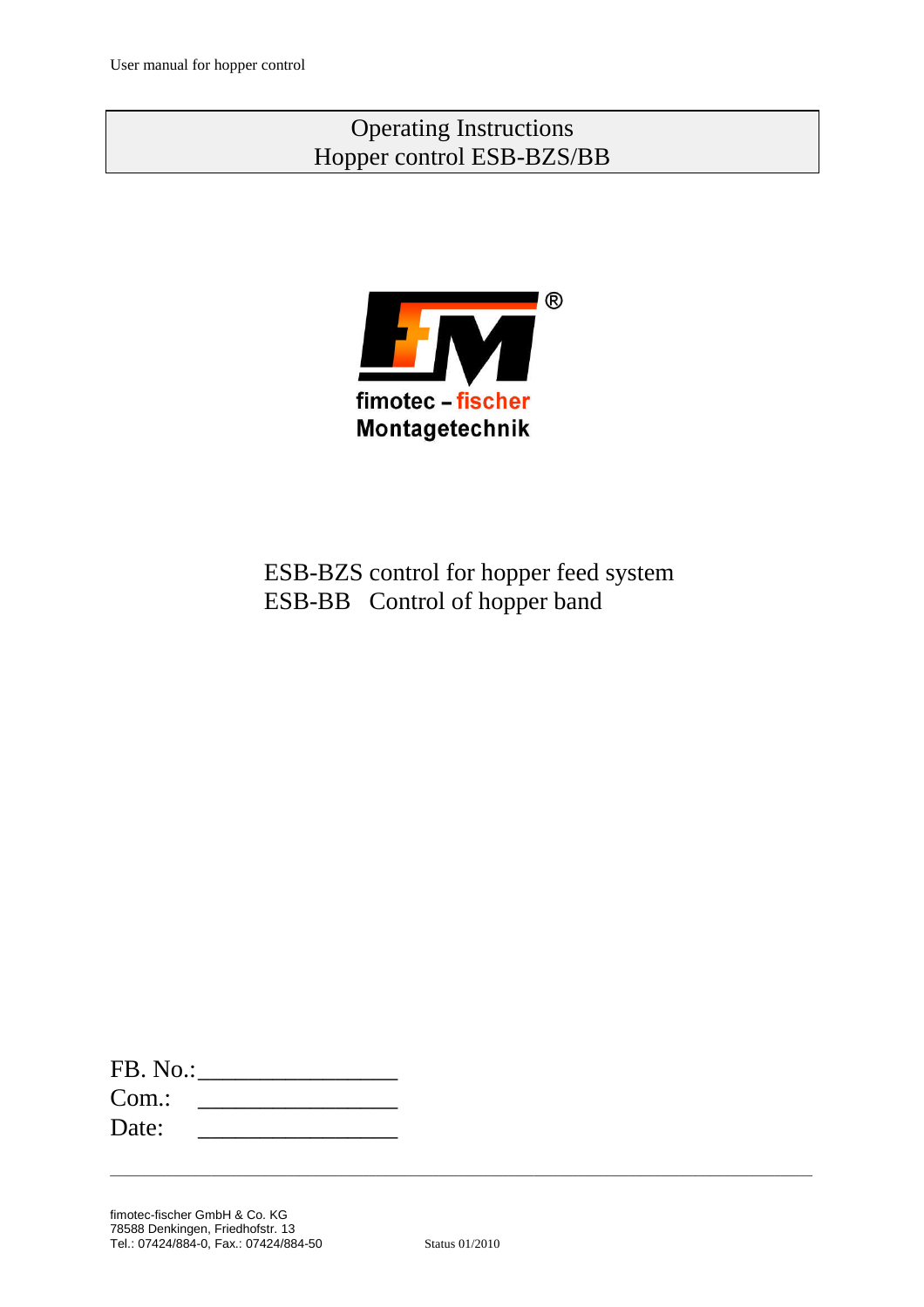# Operating Instructions
# Hopper control ESB-BZS/BB

fimotec – fischer
Montagetechnik

ESB-BZS control for hopper feed system
ESB-BB Control of hopper band

FB. No.:________________
Com.: ________________
Date: ________________

fimotec-fischer GmbH & Co. KG
78588 Denkingen, Friedhofstr. 13
Tel.: 07424/884-0, Fax.: 07424/884-50

Status 01/2010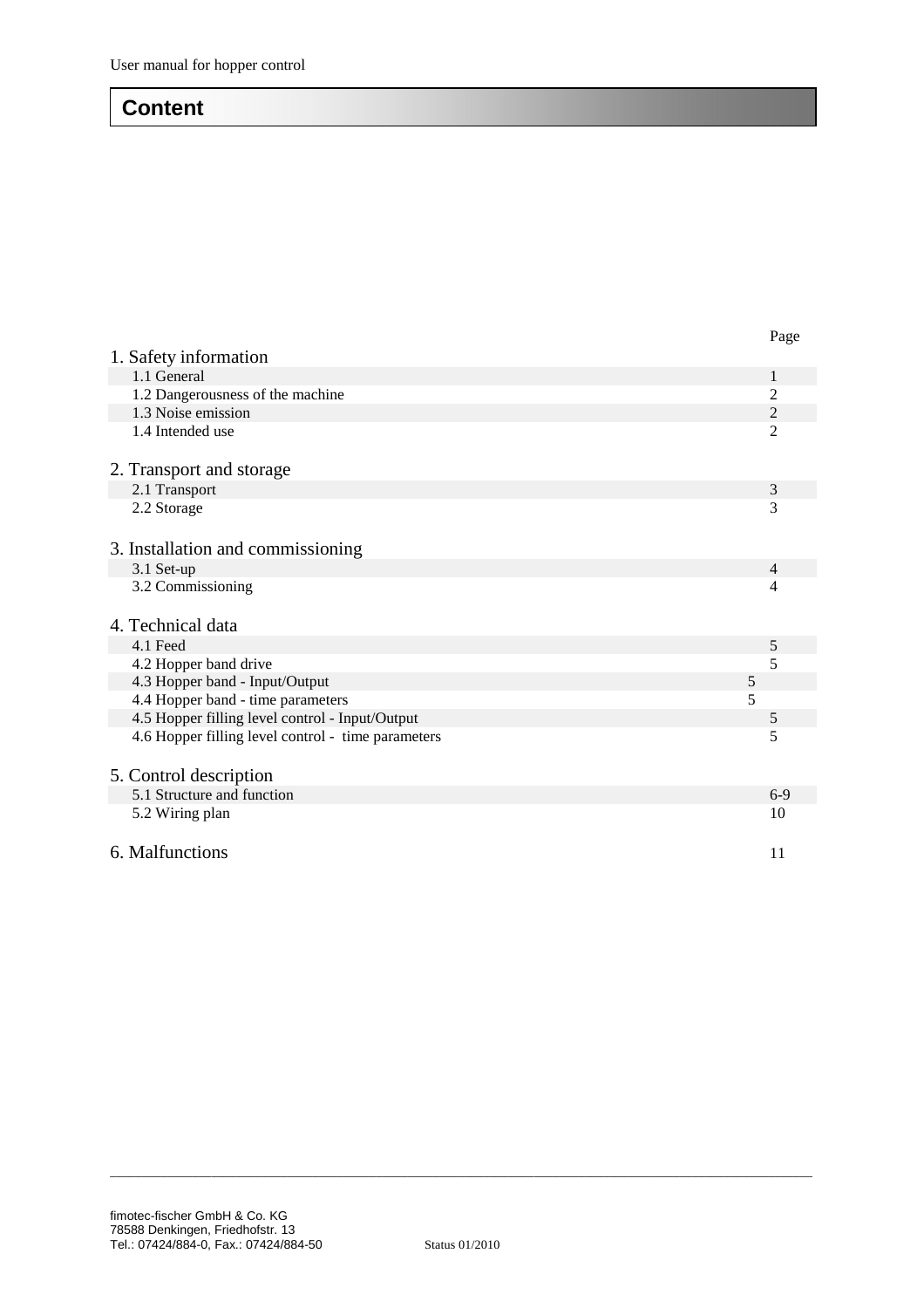# Content

| | Page |
|---|---|
| **1. Safety information** | |
| 1.1 General | 1 |
| 1.2 Dangerousness of the machine | 2 |
| 1.3 Noise emission | 2 |
| 1.4 Intended use | 2 |
| **2. Transport and storage** | |
| 2.1 Transport | 3 |
| 2.2 Storage | 3 |
| **3. Installation and commissioning** | |
| 3.1 Set-up | 4 |
| 3.2 Commissioning | 4 |
| **4. Technical data** | |
| 4.1 Feed | 5 |
| 4.2 Hopper band drive | 5 |
| 4.3 Hopper band - Input/Output | 5 |
| 4.4 Hopper band - time parameters | 5 |
| 4.5 Hopper filling level control - Input/Output | 5 |
| 4.6 Hopper filling level control - time parameters | 5 |
| **5. Control description** | |
| 5.1 Structure and function | 6-9 |
| 5.2 Wiring plan | 10 |
| **6. Malfunctions** | 11 |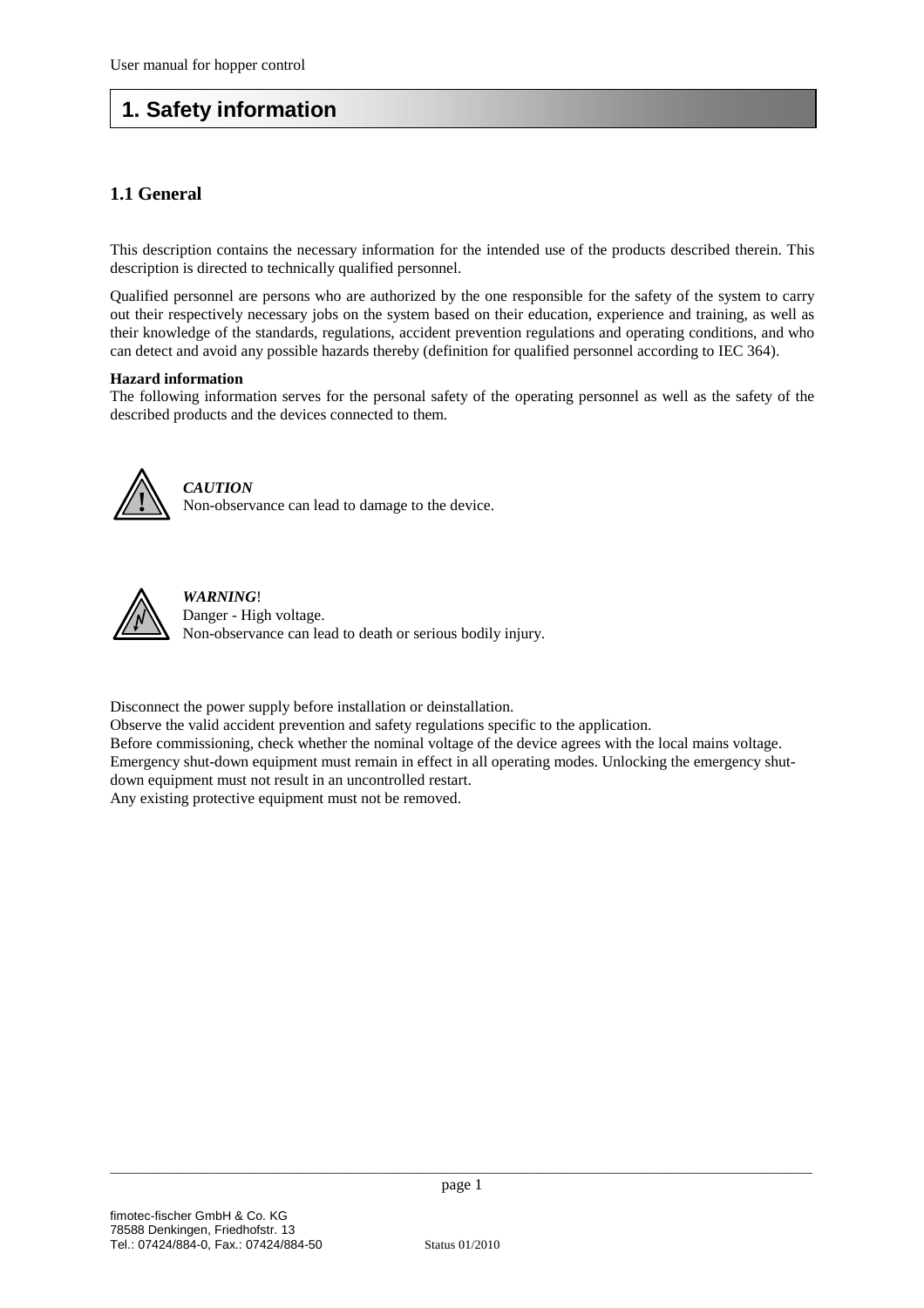# 1. Safety information

## 1.1 General

This description contains the necessary information for the intended use of the products described therein. This description is directed to technically qualified personnel.

Qualified personnel are persons who are authorized by the one responsible for the safety of the system to carry out their respectively necessary jobs on the system based on their education, experience and training, as well as their knowledge of the standards, regulations, accident prevention regulations and operating conditions, and who can detect and avoid any possible hazards thereby (definition for qualified personnel according to IEC 364).

**Hazard information**
The following information serves for the personal safety of the operating personnel as well as the safety of the described products and the devices connected to them.

***CAUTION***
Non-observance can lead to damage to the device.

***WARNING*!**
Danger - High voltage.
Non-observance can lead to death or serious bodily injury.

Disconnect the power supply before installation or deinstallation.
Observe the valid accident prevention and safety regulations specific to the application.
Before commissioning, check whether the nominal voltage of the device agrees with the local mains voltage.
Emergency shut-down equipment must remain in effect in all operating modes. Unlocking the emergency shut-down equipment must not result in an uncontrolled restart.
Any existing protective equipment must not be removed.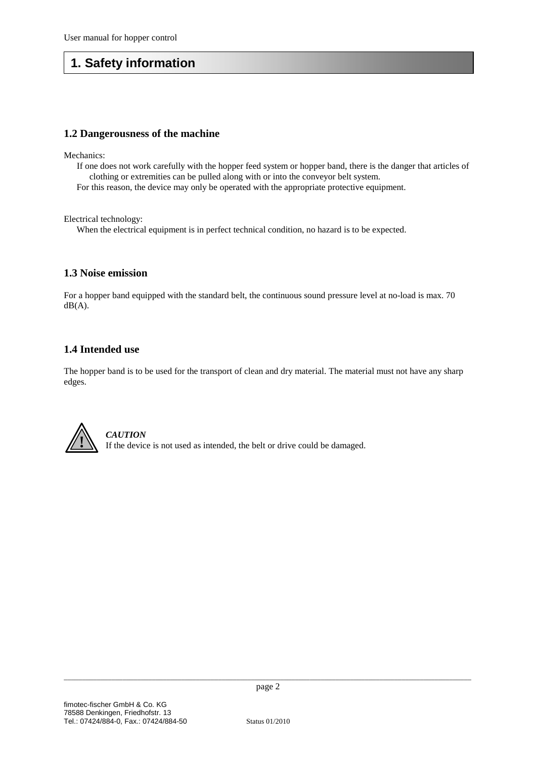# 1. Safety information

### 1.2 Dangerousness of the machine

Mechanics:

If one does not work carefully with the hopper feed system or hopper band, there is the danger that articles of clothing or extremities can be pulled along with or into the conveyor belt system.

For this reason, the device may only be operated with the appropriate protective equipment.

Electrical technology:

When the electrical equipment is in perfect technical condition, no hazard is to be expected.

### 1.3 Noise emission

For a hopper band equipped with the standard belt, the continuous sound pressure level at no-load is max. 70 dB(A).

### 1.4 Intended use

The hopper band is to be used for the transport of clean and dry material. The material must not have any sharp edges.

***CAUTION***
If the device is not used as intended, the belt or drive could be damaged.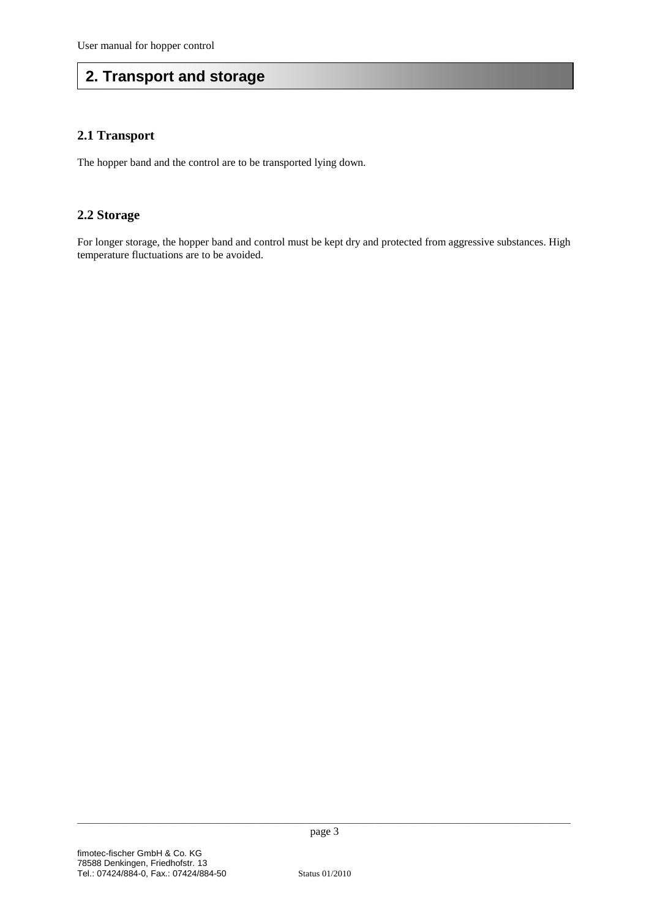# 2. Transport and storage

## 2.1 Transport

The hopper band and the control are to be transported lying down.

## 2.2 Storage

For longer storage, the hopper band and control must be kept dry and protected from aggressive substances. High temperature fluctuations are to be avoided.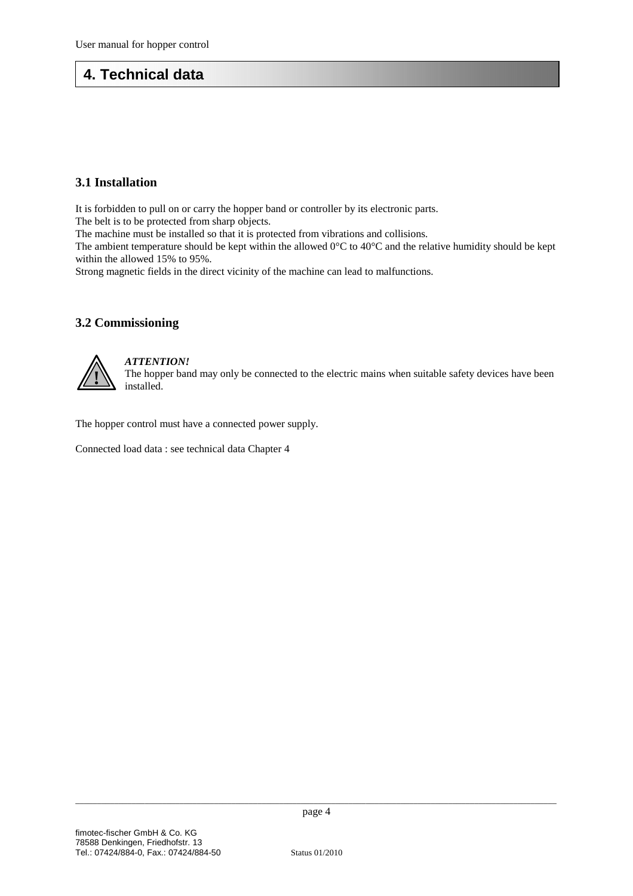# 4. Technical data

### 3.1 Installation

It is forbidden to pull on or carry the hopper band or controller by its electronic parts.
The belt is to be protected from sharp objects.
The machine must be installed so that it is protected from vibrations and collisions.
The ambient temperature should be kept within the allowed 0°C to 40°C and the relative humidity should be kept within the allowed 15% to 95%.
Strong magnetic fields in the direct vicinity of the machine can lead to malfunctions.

### 3.2 Commissioning

***ATTENTION!***
The hopper band may only be connected to the electric mains when suitable safety devices have been installed.

The hopper control must have a connected power supply.

Connected load data : see technical data Chapter 4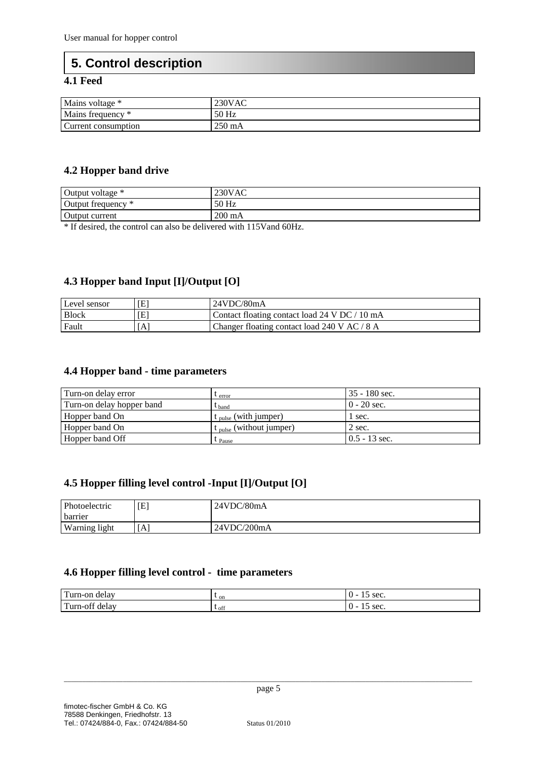# 5. Control description

## 4.1 Feed

| Mains voltage * | 230VAC |
|---|---|
| Mains frequency * | 50 Hz |
| Current consumption | 250 mA |

## 4.2 Hopper band drive

| Output voltage * | 230VAC |
|---|---|
| Output frequency * | 50 Hz |
| Output current | 200 mA |

* If desired, the control can also be delivered with 115Vand 60Hz.

## 4.3 Hopper band Input [I]/Output [O]

| Level sensor | [E] | 24VDC/80mA |
|---|---|---|
| Block | [E] | Contact floating contact load 24 V DC / 10 mA |
| Fault | [A] | Changer floating contact load 240 V AC / 8 A |

## 4.4 Hopper band - time parameters

| Turn-on delay error | $t_{error}$ | 35 - 180 sec. |
|---|---|---|
| Turn-on delay hopper band | $t_{band}$ | 0 - 20 sec. |
| Hopper band On | $t_{pulse}$ (with jumper) | 1 sec. |
| Hopper band On | $t_{pulse}$ (without jumper) | 2 sec. |
| Hopper band Off | $t_{Pause}$ | 0.5 - 13 sec. |

## 4.5 Hopper filling level control -Input [I]/Output [O]

| Photoelectric barrier | [E] | 24VDC/80mA |
|---|---|---|
| Warning light | [A] | 24VDC/200mA |

## 4.6 Hopper filling level control - time parameters

| Turn-on delay | $t_{on}$ | 0 - 15 sec. |
|---|---|---|
| Turn-off delay | $t_{off}$ | 0 - 15 sec. |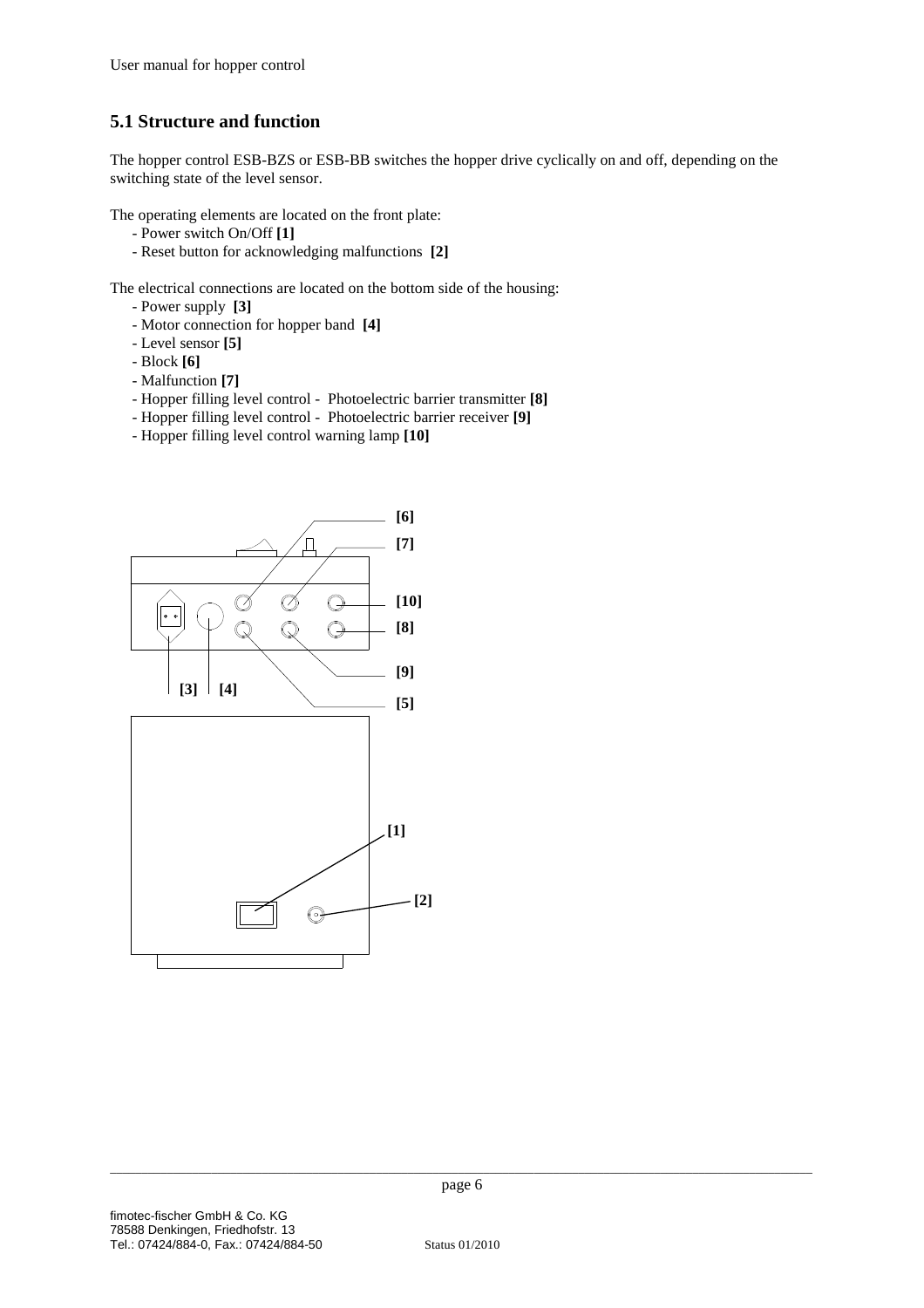## 5.1 Structure and function

The hopper control ESB-BZS or ESB-BB switches the hopper drive cyclically on and off, depending on the switching state of the level sensor.

The operating elements are located on the front plate:

- Power switch On/Off **[1]**
- Reset button for acknowledging malfunctions **[2]**

The electrical connections are located on the bottom side of the housing:

- Power supply **[3]**
- Motor connection for hopper band **[4]**
- Level sensor **[5]**
- Block **[6]**
- Malfunction **[7]**
- Hopper filling level control - Photoelectric barrier transmitter **[8]**
- Hopper filling level control - Photoelectric barrier receiver **[9]**
- Hopper filling level control warning lamp **[10]**

**[6]**
**[7]**
**[10]**
**[8]**
**[9]**
**[3]** **[4]**
**[5]**
**[1]**
**[2]**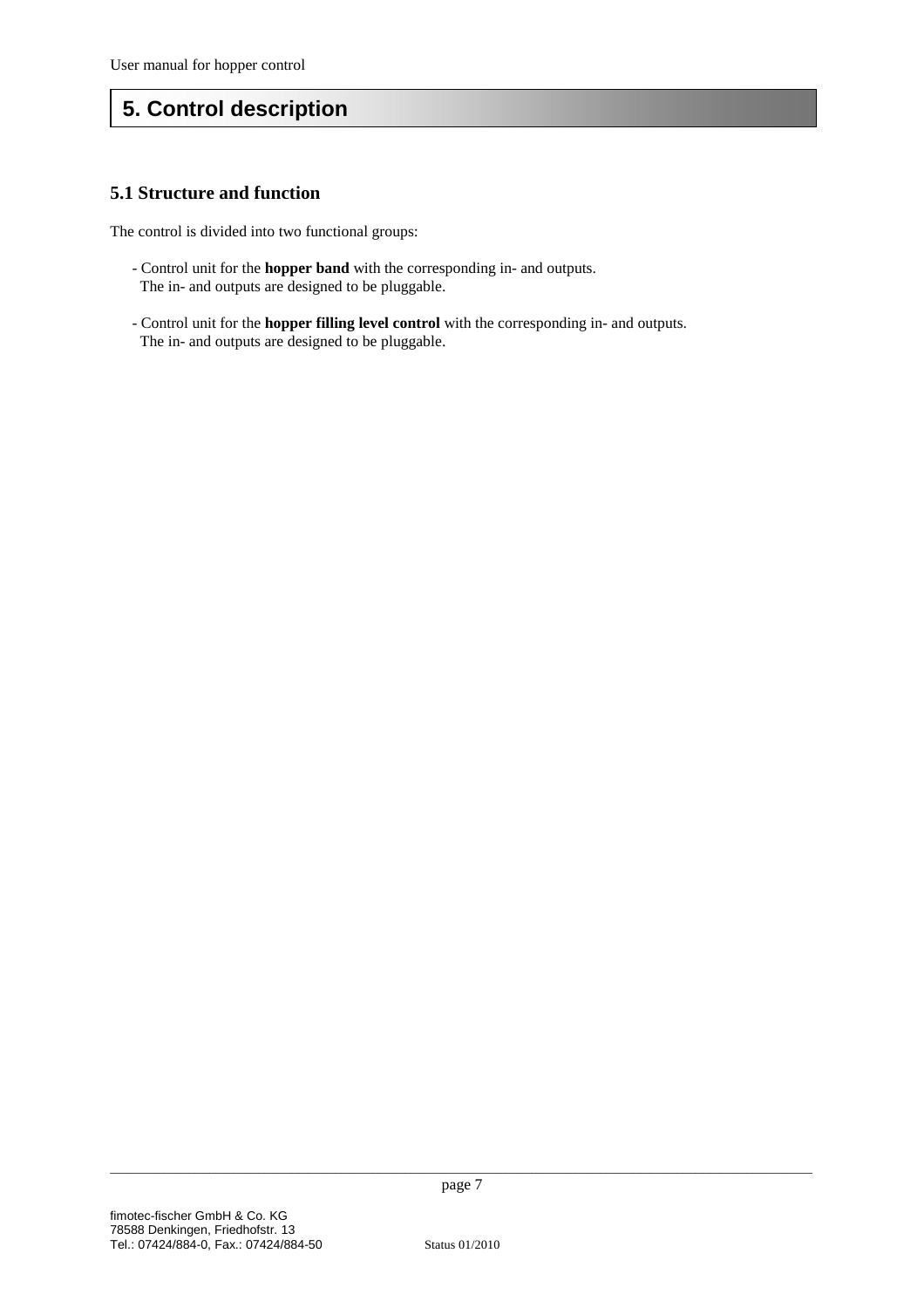# 5. Control description

## 5.1 Structure and function

The control is divided into two functional groups:

- Control unit for the **hopper band** with the corresponding in- and outputs.
  The in- and outputs are designed to be pluggable.

- Control unit for the **hopper filling level control** with the corresponding in- and outputs.
  The in- and outputs are designed to be pluggable.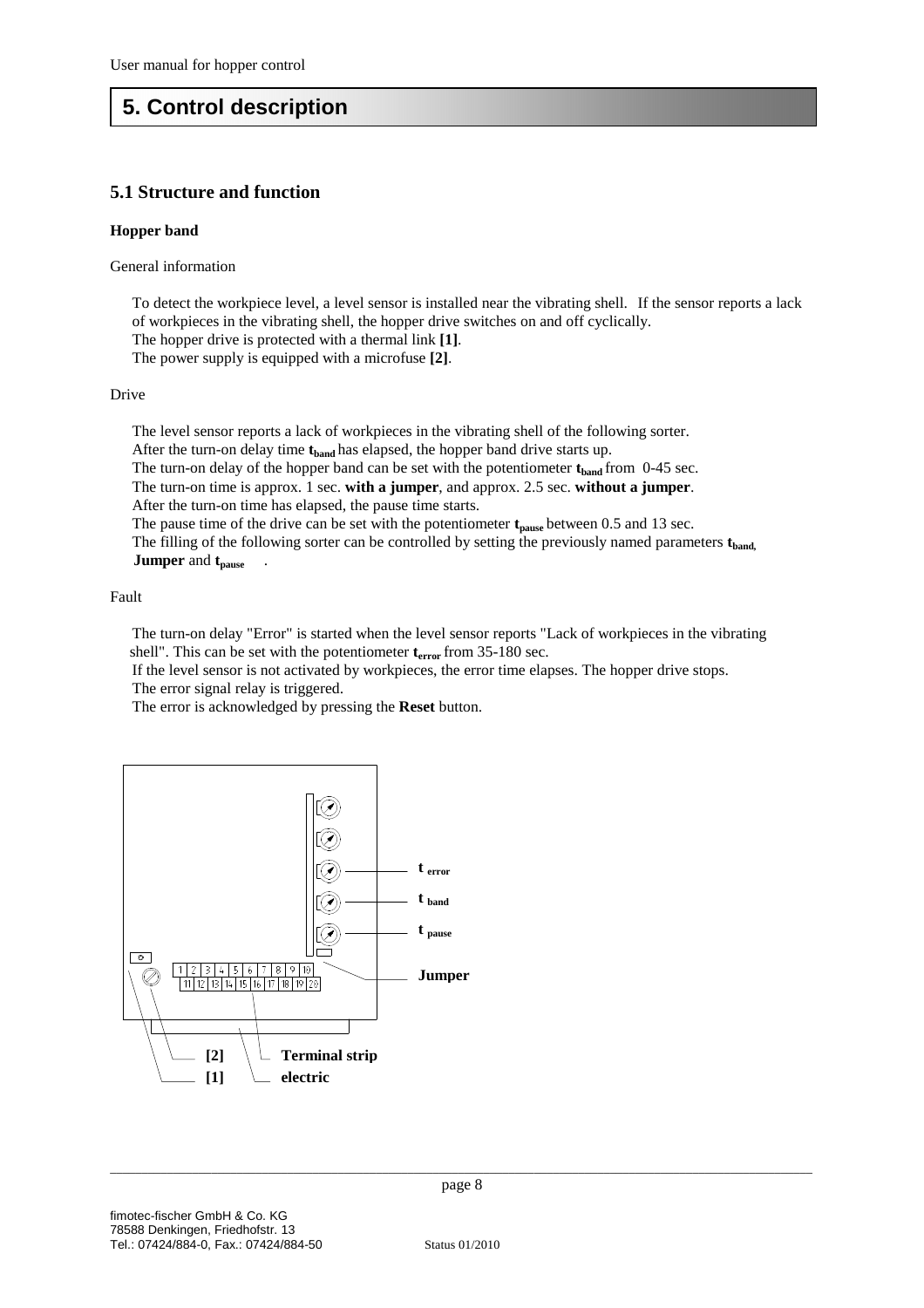# 5. Control description

## 5.1 Structure and function

**Hopper band**

General information

To detect the workpiece level, a level sensor is installed near the vibrating shell. If the sensor reports a lack of workpieces in the vibrating shell, the hopper drive switches on and off cyclically.
The hopper drive is protected with a thermal link **[1]**.
The power supply is equipped with a microfuse **[2]**.

Drive

The level sensor reports a lack of workpieces in the vibrating shell of the following sorter.
After the turn-on delay time $t_{band}$ has elapsed, the hopper band drive starts up.
The turn-on delay of the hopper band can be set with the potentiometer $t_{band}$ from 0-45 sec.
The turn-on time is approx. 1 sec. **with a jumper**, and approx. 2.5 sec. **without a jumper**.
After the turn-on time has elapsed, the pause time starts.
The pause time of the drive can be set with the potentiometer $t_{pause}$ between 0.5 and 13 sec.
The filling of the following sorter can be controlled by setting the previously named parameters $t_{band}$, **Jumper** and $t_{pause}$ .

Fault

The turn-on delay "Error" is started when the level sensor reports "Lack of workpieces in the vibrating shell". This can be set with the potentiometer $t_{error}$ from 35-180 sec.
If the level sensor is not activated by workpieces, the error time elapses. The hopper drive stops.
The error signal relay is triggered.
The error is acknowledged by pressing the **Reset** button.

$t_{error}$

$t_{band}$

$t_{pause}$

**Jumper**

| 1 | 2 | 3 | 4 | 5 | 6 | 7 | 8 | 9 | 10 |
|---|---|---|---|---|---|---|---|---|---|
| 11 | 12 | 13 | 14 | 15 | 16 | 17 | 18 | 19 | 20 |

**[2]** **Terminal strip**
**[1]** **electric**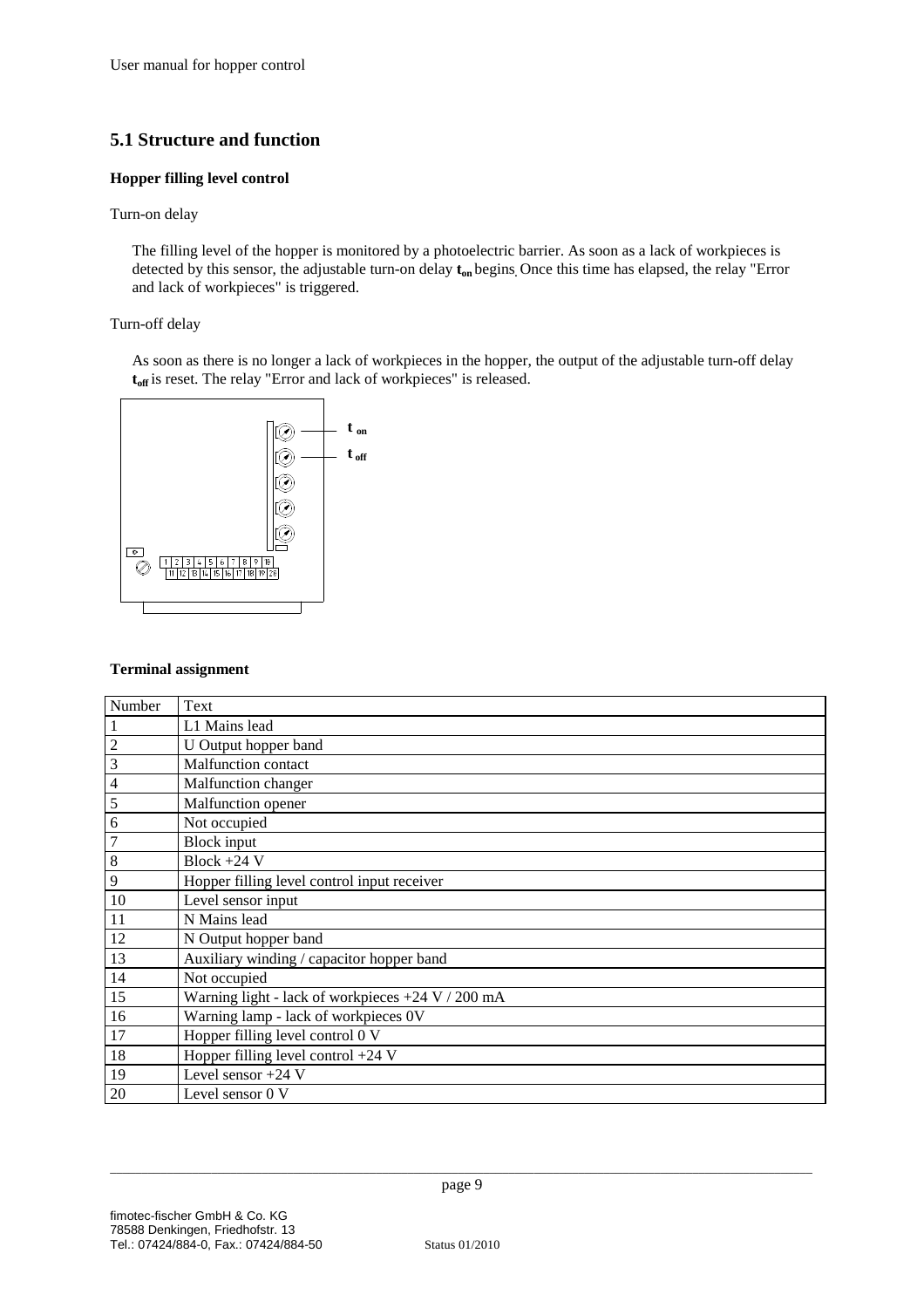## 5.1 Structure and function

### Hopper filling level control

Turn-on delay

The filling level of the hopper is monitored by a photoelectric barrier. As soon as a lack of workpieces is detected by this sensor, the adjustable turn-on delay $\mathbf{t_{on}}$ begins. Once this time has elapsed, the relay "Error and lack of workpieces" is triggered.

Turn-off delay

As soon as there is no longer a lack of workpieces in the hopper, the output of the adjustable turn-off delay $\mathbf{t_{off}}$ is reset. The relay "Error and lack of workpieces" is released.

$\mathbf{t_{on}}$

$\mathbf{t_{off}}$

### Terminal assignment

| Number | Text |
|---|---|
| 1 | L1 Mains lead |
| 2 | U Output hopper band |
| 3 | Malfunction contact |
| 4 | Malfunction changer |
| 5 | Malfunction opener |
| 6 | Not occupied |
| 7 | Block input |
| 8 | Block +24 V |
| 9 | Hopper filling level control input receiver |
| 10 | Level sensor input |
| 11 | N Mains lead |
| 12 | N Output hopper band |
| 13 | Auxiliary winding / capacitor hopper band |
| 14 | Not occupied |
| 15 | Warning light - lack of workpieces +24 V / 200 mA |
| 16 | Warning lamp - lack of workpieces 0V |
| 17 | Hopper filling level control 0 V |
| 18 | Hopper filling level control +24 V |
| 19 | Level sensor +24 V |
| 20 | Level sensor 0 V |

fimotec-fischer GmbH & Co. KG
78588 Denkingen, Friedhofstr. 13
Tel.: 07424/884-0, Fax.: 07424/884-50

Status 01/2010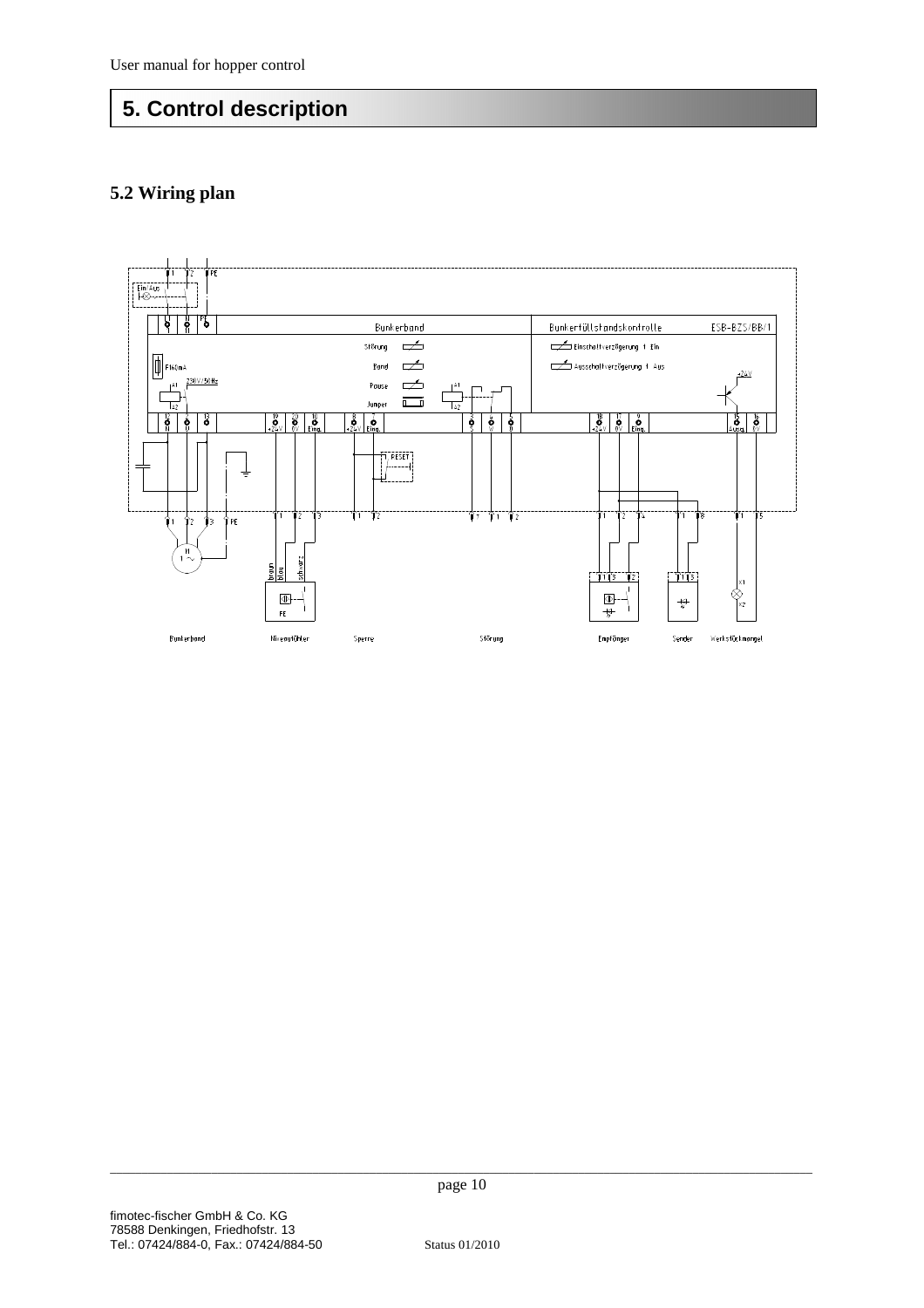# 5. Control description

## 5.2 Wiring plan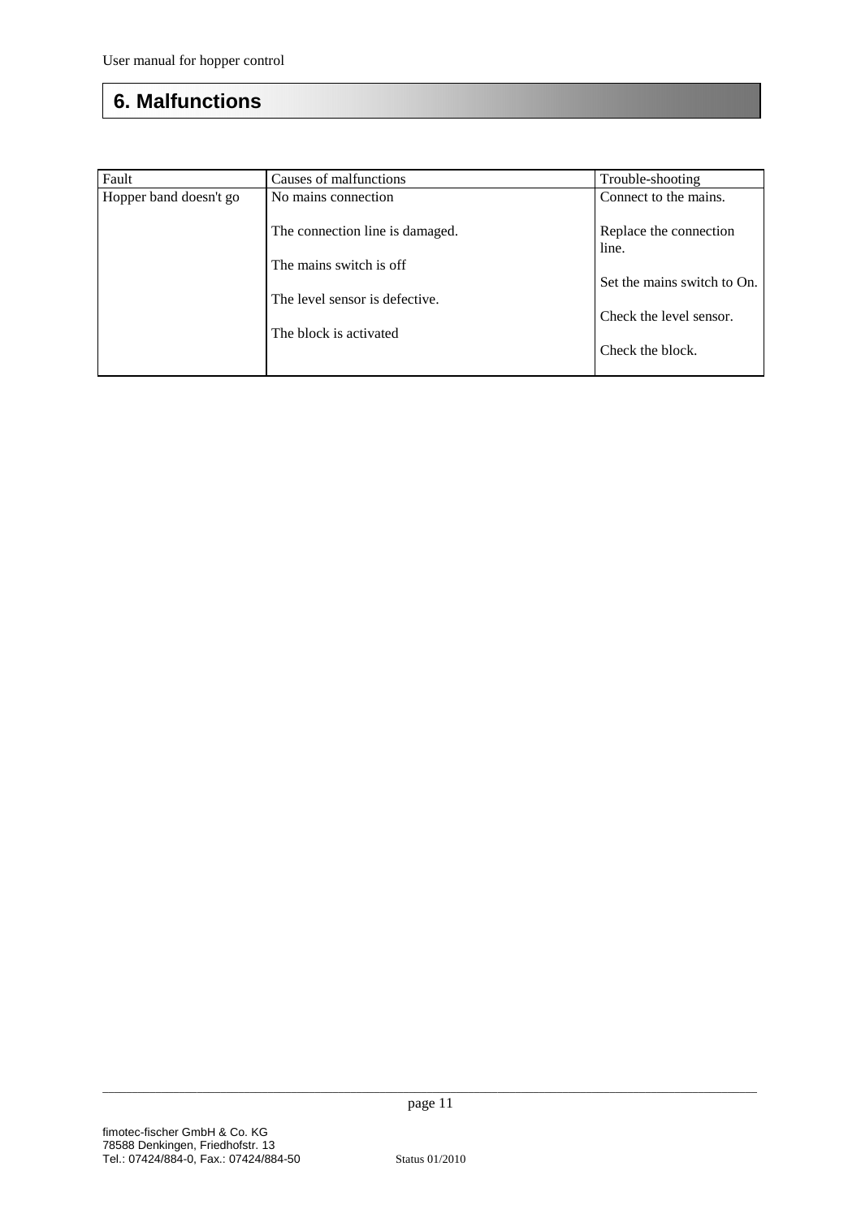# 6. Malfunctions

| Fault | Causes of malfunctions | Trouble-shooting |
| --- | --- | --- |
| Hopper band doesn't go | No mains connection | Connect to the mains. |
| | The connection line is damaged. | Replace the connection line. |
| | The mains switch is off | Set the mains switch to On. |
| | The level sensor is defective. | Check the level sensor. |
| | The block is activated | Check the block. |

fimotec-fischer GmbH & Co. KG
78588 Denkingen, Friedhofstr. 13
Tel.: 07424/884-0, Fax.: 07424/884-50

Status 01/2010